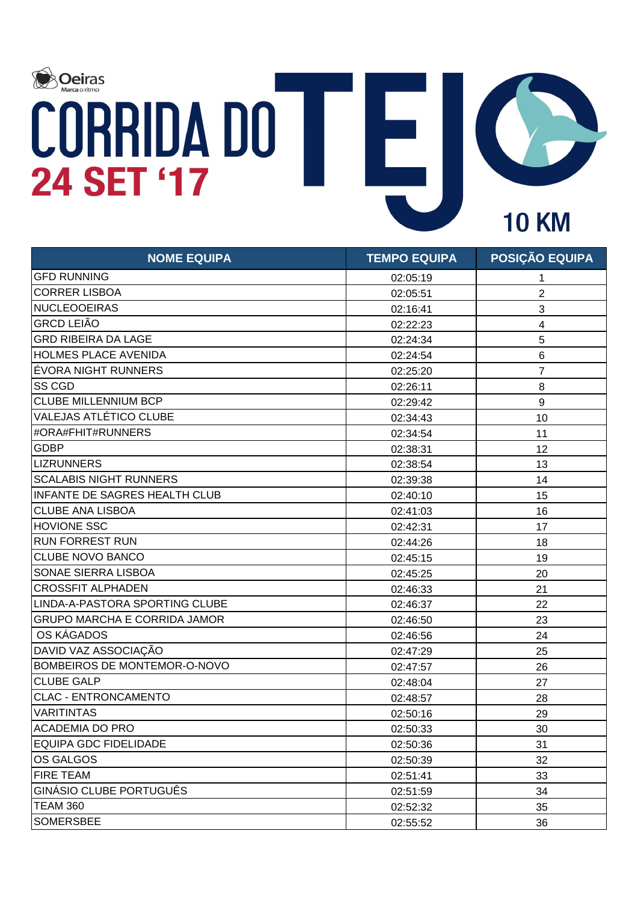Oeiras
Marca o ritmo

# CORRIDA DO TEJO

## 24 SET '17

## 10 KM

| NOME EQUIPA | TEMPO EQUIPA | POSIÇÃO EQUIPA |
|---|---|---|
| GFD RUNNING | 02:05:19 | 1 |
| CORRER LISBOA | 02:05:51 | 2 |
| NUCLEOOEIRAS | 02:16:41 | 3 |
| GRCD LEIÃO | 02:22:23 | 4 |
| GRD RIBEIRA DA LAGE | 02:24:34 | 5 |
| HOLMES PLACE AVENIDA | 02:24:54 | 6 |
| ÉVORA NIGHT RUNNERS | 02:25:20 | 7 |
| SS CGD | 02:26:11 | 8 |
| CLUBE MILLENNIUM BCP | 02:29:42 | 9 |
| VALEJAS ATLÉTICO CLUBE | 02:34:43 | 10 |
| #ORA#FHIT#RUNNERS | 02:34:54 | 11 |
| GDBP | 02:38:31 | 12 |
| LIZRUNNERS | 02:38:54 | 13 |
| SCALABIS NIGHT RUNNERS | 02:39:38 | 14 |
| INFANTE DE SAGRES HEALTH CLUB | 02:40:10 | 15 |
| CLUBE ANA LISBOA | 02:41:03 | 16 |
| HOVIONE SSC | 02:42:31 | 17 |
| RUN FORREST RUN | 02:44:26 | 18 |
| CLUBE NOVO BANCO | 02:45:15 | 19 |
| SONAE SIERRA LISBOA | 02:45:25 | 20 |
| CROSSFIT ALPHADEN | 02:46:33 | 21 |
| LINDA-A-PASTORA SPORTING CLUBE | 02:46:37 | 22 |
| GRUPO MARCHA E CORRIDA JAMOR | 02:46:50 | 23 |
| OS KÁGADOS | 02:46:56 | 24 |
| DAVID VAZ ASSOCIAÇÃO | 02:47:29 | 25 |
| BOMBEIROS DE MONTEMOR-O-NOVO | 02:47:57 | 26 |
| CLUBE GALP | 02:48:04 | 27 |
| CLAC - ENTRONCAMENTO | 02:48:57 | 28 |
| VARITINTAS | 02:50:16 | 29 |
| ACADEMIA DO PRO | 02:50:33 | 30 |
| EQUIPA GDC FIDELIDADE | 02:50:36 | 31 |
| OS GALGOS | 02:50:39 | 32 |
| FIRE TEAM | 02:51:41 | 33 |
| GINÁSIO CLUBE PORTUGUÊS | 02:51:59 | 34 |
| TEAM 360 | 02:52:32 | 35 |
| SOMERSBEE | 02:55:52 | 36 |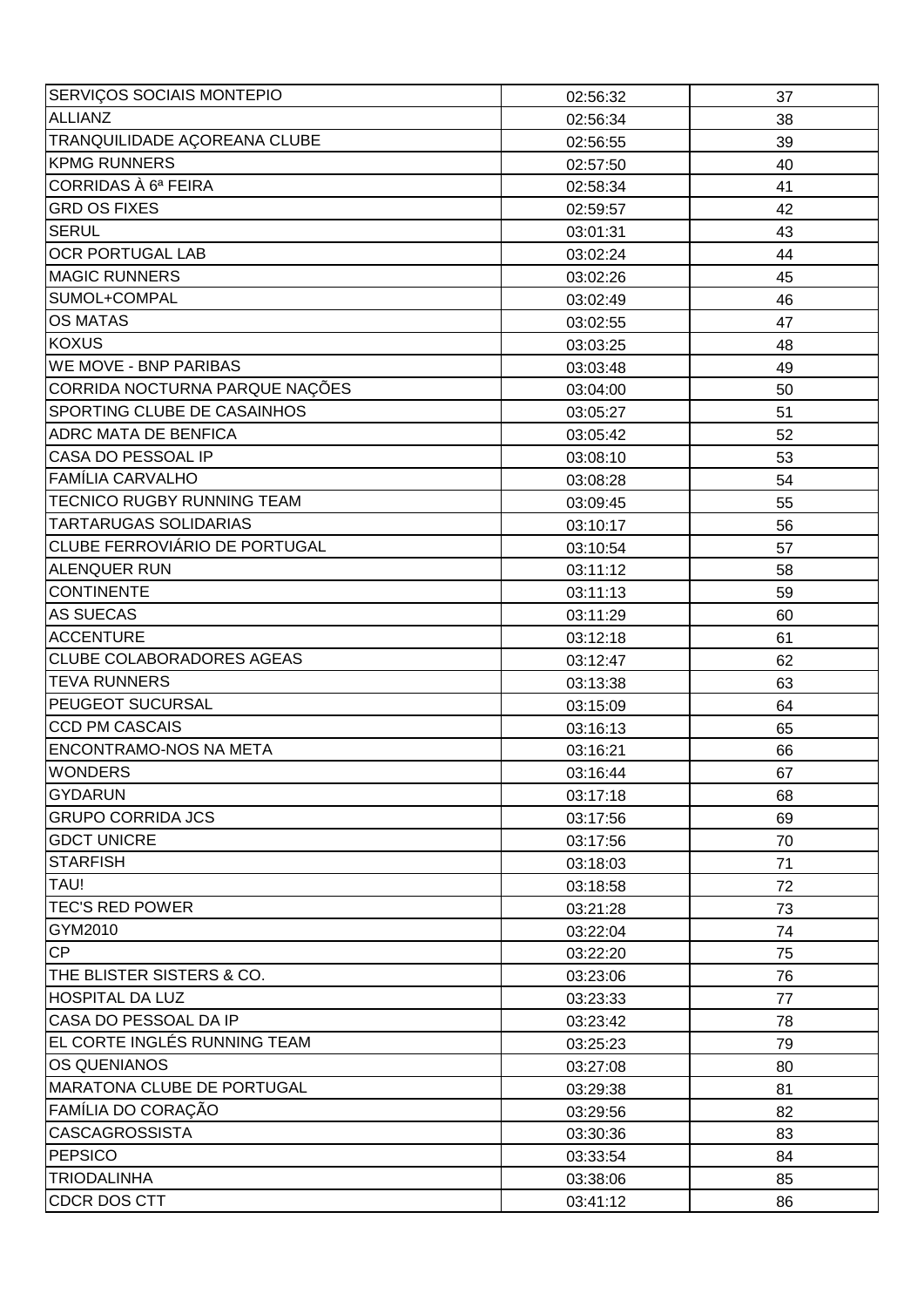| SERVIÇOS SOCIAIS MONTEPIO | 02:56:32 | 37 |
|---|---|---|
| ALLIANZ | 02:56:34 | 38 |
| TRANQUILIDADE AÇOREANA CLUBE | 02:56:55 | 39 |
| KPMG RUNNERS | 02:57:50 | 40 |
| CORRIDAS À 6ª FEIRA | 02:58:34 | 41 |
| GRD OS FIXES | 02:59:57 | 42 |
| SERUL | 03:01:31 | 43 |
| OCR PORTUGAL LAB | 03:02:24 | 44 |
| MAGIC RUNNERS | 03:02:26 | 45 |
| SUMOL+COMPAL | 03:02:49 | 46 |
| OS MATAS | 03:02:55 | 47 |
| KOXUS | 03:03:25 | 48 |
| WE MOVE - BNP PARIBAS | 03:03:48 | 49 |
| CORRIDA NOCTURNA PARQUE NAÇÕES | 03:04:00 | 50 |
| SPORTING CLUBE DE CASAINHOS | 03:05:27 | 51 |
| ADRC MATA DE BENFICA | 03:05:42 | 52 |
| CASA DO PESSOAL IP | 03:08:10 | 53 |
| FAMÍLIA CARVALHO | 03:08:28 | 54 |
| TECNICO RUGBY RUNNING TEAM | 03:09:45 | 55 |
| TARTARUGAS SOLIDARIAS | 03:10:17 | 56 |
| CLUBE FERROVIÁRIO DE PORTUGAL | 03:10:54 | 57 |
| ALENQUER RUN | 03:11:12 | 58 |
| CONTINENTE | 03:11:13 | 59 |
| AS SUECAS | 03:11:29 | 60 |
| ACCENTURE | 03:12:18 | 61 |
| CLUBE COLABORADORES AGEAS | 03:12:47 | 62 |
| TEVA RUNNERS | 03:13:38 | 63 |
| PEUGEOT SUCURSAL | 03:15:09 | 64 |
| CCD PM CASCAIS | 03:16:13 | 65 |
| ENCONTRAMO-NOS NA META | 03:16:21 | 66 |
| WONDERS | 03:16:44 | 67 |
| GYDARUN | 03:17:18 | 68 |
| GRUPO CORRIDA JCS | 03:17:56 | 69 |
| GDCT UNICRE | 03:17:56 | 70 |
| STARFISH | 03:18:03 | 71 |
| TAU! | 03:18:58 | 72 |
| TEC'S RED POWER | 03:21:28 | 73 |
| GYM2010 | 03:22:04 | 74 |
| CP | 03:22:20 | 75 |
| THE BLISTER SISTERS & CO. | 03:23:06 | 76 |
| HOSPITAL DA LUZ | 03:23:33 | 77 |
| CASA DO PESSOAL DA IP | 03:23:42 | 78 |
| EL CORTE INGLÉS RUNNING TEAM | 03:25:23 | 79 |
| OS QUENIANOS | 03:27:08 | 80 |
| MARATONA CLUBE DE PORTUGAL | 03:29:38 | 81 |
| FAMÍLIA DO CORAÇÃO | 03:29:56 | 82 |
| CASCAGROSSISTA | 03:30:36 | 83 |
| PEPSICO | 03:33:54 | 84 |
| TRIODALINHA | 03:38:06 | 85 |
| CDCR DOS CTT | 03:41:12 | 86 |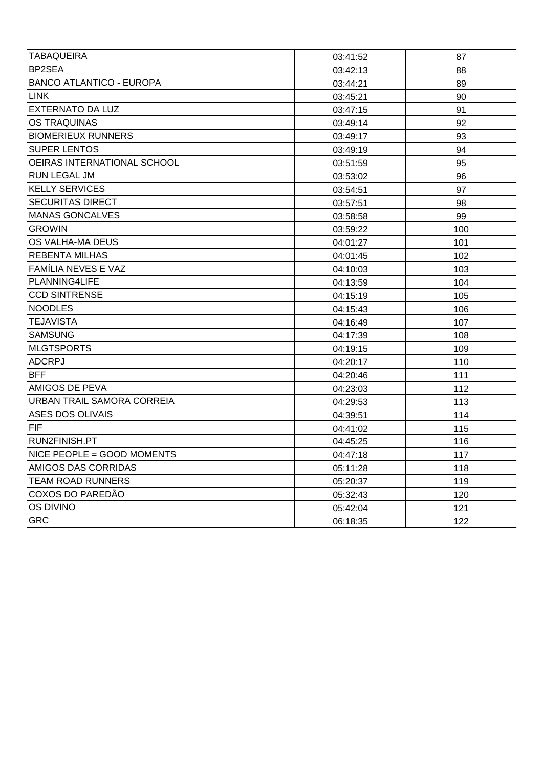| | | |
|---|---|---|
| TABAQUEIRA | 03:41:52 | 87 |
| BP2SEA | 03:42:13 | 88 |
| BANCO ATLANTICO - EUROPA | 03:44:21 | 89 |
| LINK | 03:45:21 | 90 |
| EXTERNATO DA LUZ | 03:47:15 | 91 |
| OS TRAQUINAS | 03:49:14 | 92 |
| BIOMERIEUX RUNNERS | 03:49:17 | 93 |
| SUPER LENTOS | 03:49:19 | 94 |
| OEIRAS INTERNATIONAL SCHOOL | 03:51:59 | 95 |
| RUN LEGAL JM | 03:53:02 | 96 |
| KELLY SERVICES | 03:54:51 | 97 |
| SECURITAS DIRECT | 03:57:51 | 98 |
| MANAS GONCALVES | 03:58:58 | 99 |
| GROWIN | 03:59:22 | 100 |
| OS VALHA-MA DEUS | 04:01:27 | 101 |
| REBENTA MILHAS | 04:01:45 | 102 |
| FAMÍLIA NEVES E VAZ | 04:10:03 | 103 |
| PLANNING4LIFE | 04:13:59 | 104 |
| CCD SINTRENSE | 04:15:19 | 105 |
| NOODLES | 04:15:43 | 106 |
| TEJAVISTA | 04:16:49 | 107 |
| SAMSUNG | 04:17:39 | 108 |
| MLGTSPORTS | 04:19:15 | 109 |
| ADCRPJ | 04:20:17 | 110 |
| BFF | 04:20:46 | 111 |
| AMIGOS DE PEVA | 04:23:03 | 112 |
| URBAN TRAIL SAMORA CORREIA | 04:29:53 | 113 |
| ASES DOS OLIVAIS | 04:39:51 | 114 |
| FIF | 04:41:02 | 115 |
| RUN2FINISH.PT | 04:45:25 | 116 |
| NICE PEOPLE = GOOD MOMENTS | 04:47:18 | 117 |
| AMIGOS DAS CORRIDAS | 05:11:28 | 118 |
| TEAM ROAD RUNNERS | 05:20:37 | 119 |
| COXOS DO PAREDÃO | 05:32:43 | 120 |
| OS DIVINO | 05:42:04 | 121 |
| GRC | 06:18:35 | 122 |